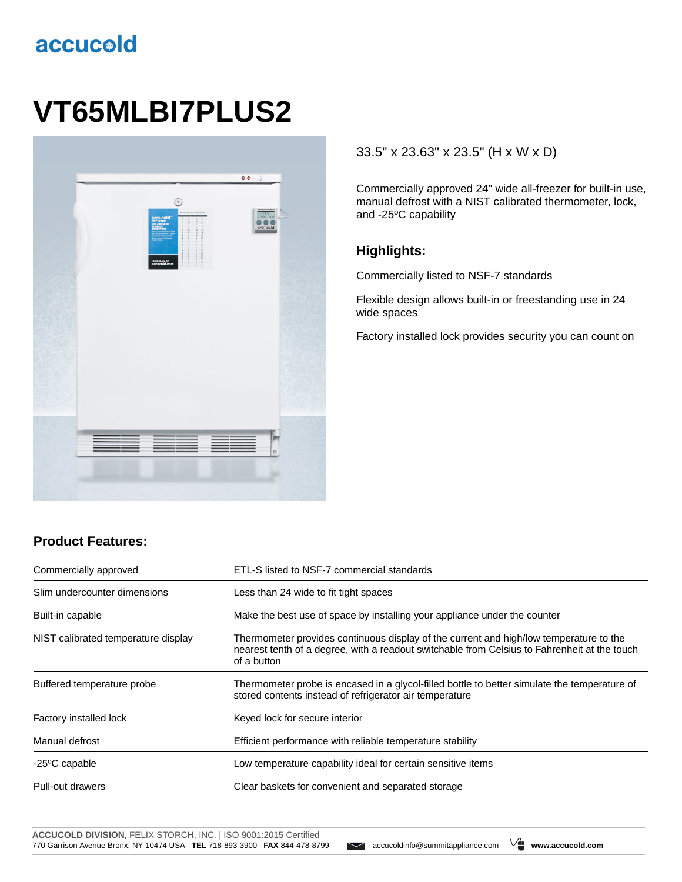accucold

# VT65MLBI7PLUS2

33.5" x 23.63" x 23.5" (H x W x D)

Commercially approved 24" wide all-freezer for built-in use, manual defrost with a NIST calibrated thermometer, lock, and -25ºC capability

## Highlights:

Commercially listed to NSF-7 standards

Flexible design allows built-in or freestanding use in 24 wide spaces

Factory installed lock provides security you can count on

## Product Features:

| | |
|---|---|
| Commercially approved | ETL-S listed to NSF-7 commercial standards |
| Slim undercounter dimensions | Less than 24 wide to fit tight spaces |
| Built-in capable | Make the best use of space by installing your appliance under the counter |
| NIST calibrated temperature display | Thermometer provides continuous display of the current and high/low temperature to the nearest tenth of a degree, with a readout switchable from Celsius to Fahrenheit at the touch of a button |
| Buffered temperature probe | Thermometer probe is encased in a glycol-filled bottle to better simulate the temperature of stored contents instead of refrigerator air temperature |
| Factory installed lock | Keyed lock for secure interior |
| Manual defrost | Efficient performance with reliable temperature stability |
| -25ºC capable | Low temperature capability ideal for certain sensitive items |
| Pull-out drawers | Clear baskets for convenient and separated storage |

**ACCUCOLD DIVISION**, FELIX STORCH, INC. | ISO 9001:2015 Certified
770 Garrison Avenue Bronx, NY 10474 USA **TEL** 718-893-3900 **FAX** 844-478-8799 accucoldinfo@summitappliance.com **www.accucold.com**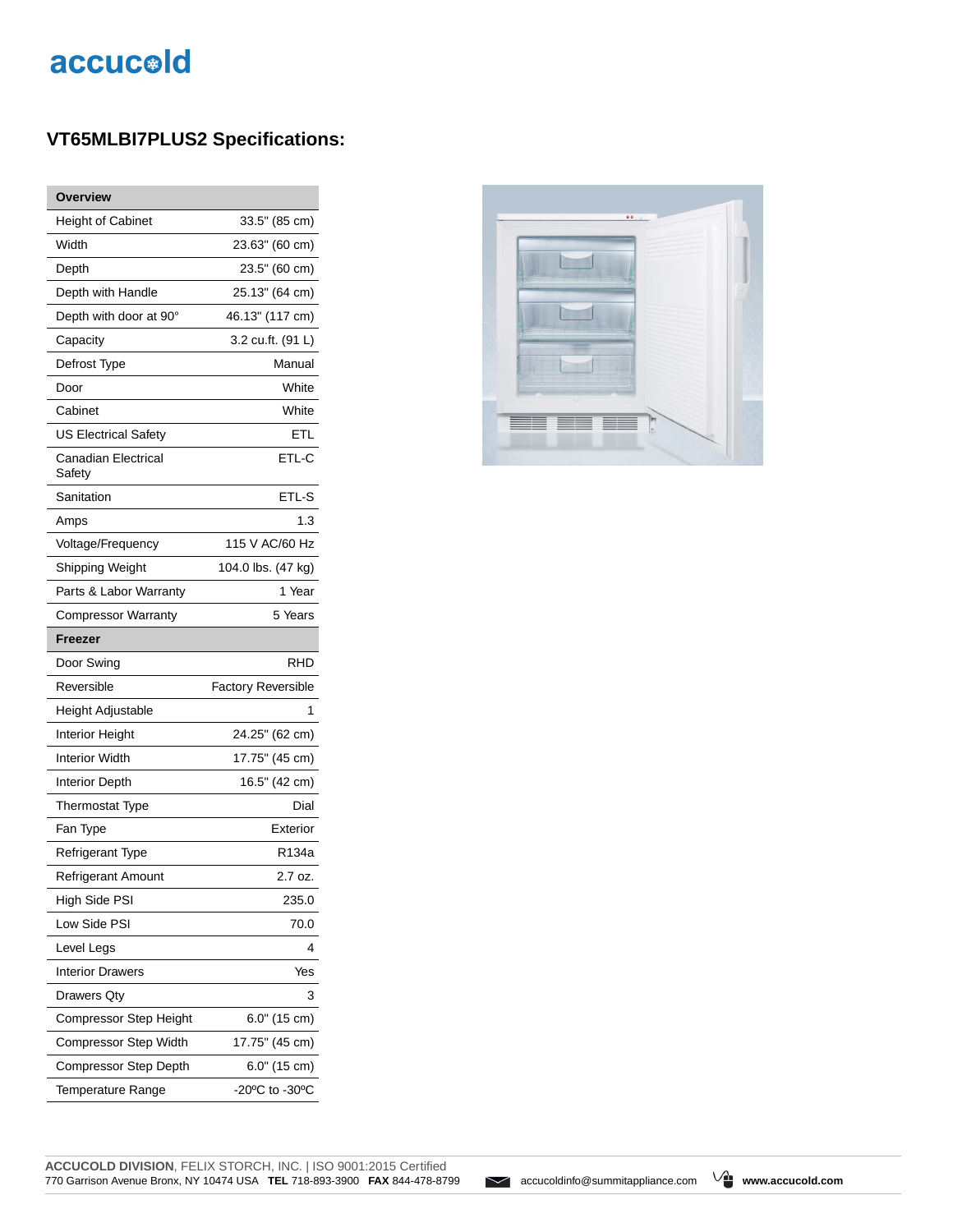accucold

## VT65MLBI7PLUS2 Specifications:

| | |
|---|---|
| **Overview** | |
| Height of Cabinet | 33.5" (85 cm) |
| Width | 23.63" (60 cm) |
| Depth | 23.5" (60 cm) |
| Depth with Handle | 25.13" (64 cm) |
| Depth with door at 90° | 46.13" (117 cm) |
| Capacity | 3.2 cu.ft. (91 L) |
| Defrost Type | Manual |
| Door | White |
| Cabinet | White |
| US Electrical Safety | ETL |
| Canadian Electrical Safety | ETL-C |
| Sanitation | ETL-S |
| Amps | 1.3 |
| Voltage/Frequency | 115 V AC/60 Hz |
| Shipping Weight | 104.0 lbs. (47 kg) |
| Parts & Labor Warranty | 1 Year |
| Compressor Warranty | 5 Years |
| **Freezer** | |
| Door Swing | RHD |
| Reversible | Factory Reversible |
| Height Adjustable | 1 |
| Interior Height | 24.25" (62 cm) |
| Interior Width | 17.75" (45 cm) |
| Interior Depth | 16.5" (42 cm) |
| Thermostat Type | Dial |
| Fan Type | Exterior |
| Refrigerant Type | R134a |
| Refrigerant Amount | 2.7 oz. |
| High Side PSI | 235.0 |
| Low Side PSI | 70.0 |
| Level Legs | 4 |
| Interior Drawers | Yes |
| Drawers Qty | 3 |
| Compressor Step Height | 6.0" (15 cm) |
| Compressor Step Width | 17.75" (45 cm) |
| Compressor Step Depth | 6.0" (15 cm) |
| Temperature Range | -20ºC to -30ºC |

**ACCUCOLD DIVISION**, FELIX STORCH, INC. | ISO 9001:2015 Certified
770 Garrison Avenue Bronx, NY 10474 USA **TEL** 718-893-3900 **FAX** 844-478-8799 accucoldinfo@summitappliance.com **www.accucold.com**